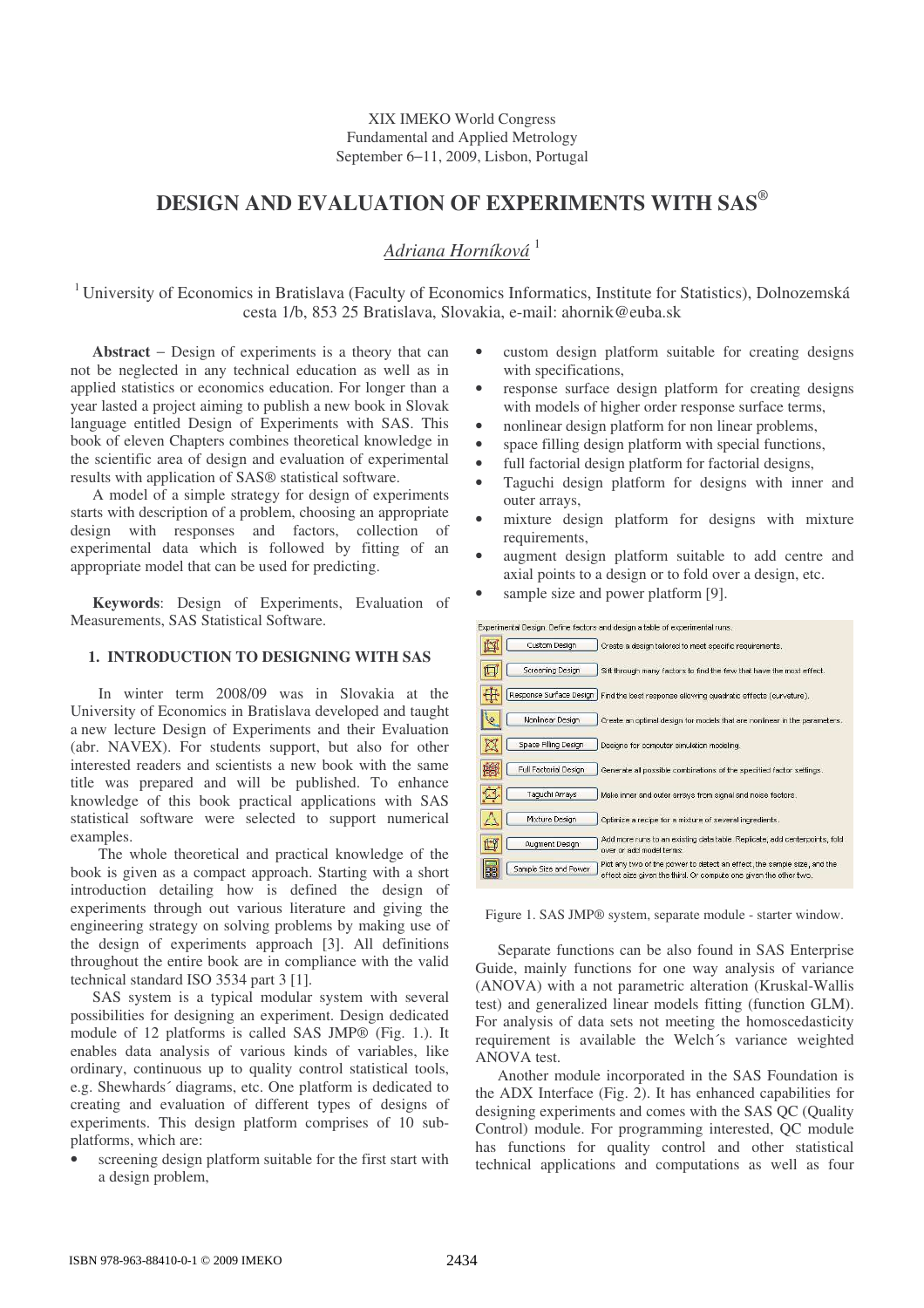XIX IMEKO World Congress
Fundamental and Applied Metrology
September 6−11, 2009, Lisbon, Portugal

# DESIGN AND EVALUATION OF EXPERIMENTS WITH SAS®

*Adriana Horníková* [1]

[1] University of Economics in Bratislava (Faculty of Economics Informatics, Institute for Statistics), Dolnozemská cesta 1/b, 853 25 Bratislava, Slovakia, e-mail: ahornik@euba.sk

**Abstract** − Design of experiments is a theory that can not be neglected in any technical education as well as in applied statistics or economics education. For longer than a year lasted a project aiming to publish a new book in Slovak language entitled Design of Experiments with SAS. This book of eleven Chapters combines theoretical knowledge in the scientific area of design and evaluation of experimental results with application of SAS® statistical software.

A model of a simple strategy for design of experiments starts with description of a problem, choosing an appropriate design with responses and factors, collection of experimental data which is followed by fitting of an appropriate model that can be used for predicting.

**Keywords**: Design of Experiments, Evaluation of Measurements, SAS Statistical Software.

## 1. INTRODUCTION TO DESIGNING WITH SAS

In winter term 2008/09 was in Slovakia at the University of Economics in Bratislava developed and taught a new lecture Design of Experiments and their Evaluation (abr. NAVEX). For students support, but also for other interested readers and scientists a new book with the same title was prepared and will be published. To enhance knowledge of this book practical applications with SAS statistical software were selected to support numerical examples.

The whole theoretical and practical knowledge of the book is given as a compact approach. Starting with a short introduction detailing how is defined the design of experiments through out various literature and giving the engineering strategy on solving problems by making use of the design of experiments approach [3]. All definitions throughout the entire book are in compliance with the valid technical standard ISO 3534 part 3 [1].

SAS system is a typical modular system with several possibilities for designing an experiment. Design dedicated module of 12 platforms is called SAS JMP® (Fig. 1.). It enables data analysis of various kinds of variables, like ordinary, continuous up to quality control statistical tools, e.g. Shewhards´ diagrams, etc. One platform is dedicated to creating and evaluation of different types of designs of experiments. This design platform comprises of 10 sub-platforms, which are:

- screening design platform suitable for the first start with a design problem,
- custom design platform suitable for creating designs with specifications,
- response surface design platform for creating designs with models of higher order response surface terms,
- nonlinear design platform for non linear problems,
- space filling design platform with special functions,
- full factorial design platform for factorial designs,
- Taguchi design platform for designs with inner and outer arrays,
- mixture design platform for designs with mixture requirements,
- augment design platform suitable to add centre and axial points to a design or to fold over a design, etc.
- sample size and power platform [9].

Figure 1. SAS JMP® system, separate module - starter window.

Separate functions can be also found in SAS Enterprise Guide, mainly functions for one way analysis of variance (ANOVA) with a not parametric alteration (Kruskal-Wallis test) and generalized linear models fitting (function GLM). For analysis of data sets not meeting the homoscedasticity requirement is available the Welch´s variance weighted ANOVA test.

Another module incorporated in the SAS Foundation is the ADX Interface (Fig. 2). It has enhanced capabilities for designing experiments and comes with the SAS QC (Quality Control) module. For programming interested, QC module has functions for quality control and other statistical technical applications and computations as well as four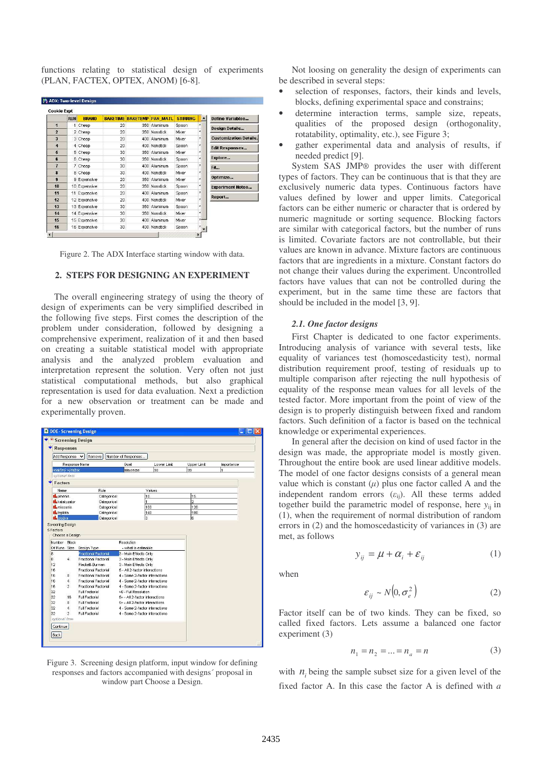functions relating to statistical design of experiments (PLAN, FACTEX, OPTEX, ANOM) [6-8].

Figure 2. The ADX Interface starting window with data.

## 2. STEPS FOR DESIGNING AN EXPERIMENT

The overall engineering strategy of using the theory of design of experiments can be very simplified described in the following five steps. First comes the description of the problem under consideration, followed by designing a comprehensive experiment, realization of it and then based on creating a suitable statistical model with appropriate analysis and the analyzed problem evaluation and interpretation represent the solution. Very often not just statistical computational methods, but also graphical representation is used for data evaluation. Next a prediction for a new observation or treatment can be made and experimentally proven.

Figure 3. Screening design platform, input window for defining responses and factors accompanied with designs´ proposal in window part Choose a Design.

Not loosing on generality the design of experiments can be described in several steps:

- selection of responses, factors, their kinds and levels, blocks, defining experimental space and constrains;
- determine interaction terms, sample size, repeats, qualities of the proposed design (orthogonality, rotatability, optimality, etc.), see Figure 3;
- gather experimental data and analysis of results, if needed predict [9].

System SAS JMP® provides the user with different types of factors. They can be continuous that is that they are exclusively numeric data types. Continuous factors have values defined by lower and upper limits. Categorical factors can be either numeric or character that is ordered by numeric magnitude or sorting sequence. Blocking factors are similar with categorical factors, but the number of runs is limited. Covariate factors are not controllable, but their values are known in advance. Mixture factors are continuous factors that are ingredients in a mixture. Constant factors do not change their values during the experiment. Uncontrolled factors have values that can not be controlled during the experiment, but in the same time these are factors that should be included in the model [3, 9].

### *2.1. One factor designs*

First Chapter is dedicated to one factor experiments. Introducing analysis of variance with several tests, like equality of variances test (homoscedasticity test), normal distribution requirement proof, testing of residuals up to multiple comparison after rejecting the null hypothesis of equality of the response mean values for all levels of the tested factor. More important from the point of view of the design is to properly distinguish between fixed and random factors. Such definition of a factor is based on the technical knowledge or experimental experiences.

In general after the decision on kind of used factor in the design was made, the appropriate model is mostly given. Throughout the entire book are used linear additive models. The model of one factor designs consists of a general mean value which is constant ($\mu$) plus one factor called A and the independent random errors ($\varepsilon_{ij}$). All these terms added together build the parametric model of response, here $y_{ij}$ in (1), when the requirement of normal distribution of random errors in (2) and the homoscedasticity of variances in (3) are met, as follows

$$y_{ij} = \mu + \alpha_i + \varepsilon_{ij} \tag{1}$$

when

$$\varepsilon_{ij} \sim N\left(0, \sigma_e^2\right) \tag{2}$$

Factor itself can be of two kinds. They can be fixed, so called fixed factors. Lets assume a balanced one factor experiment (3)

$$n_1 = n_2 = \ldots = n_a = n \tag{3}$$

with $n_i$ being the sample subset size for a given level of the fixed factor A. In this case the factor A is defined with *a*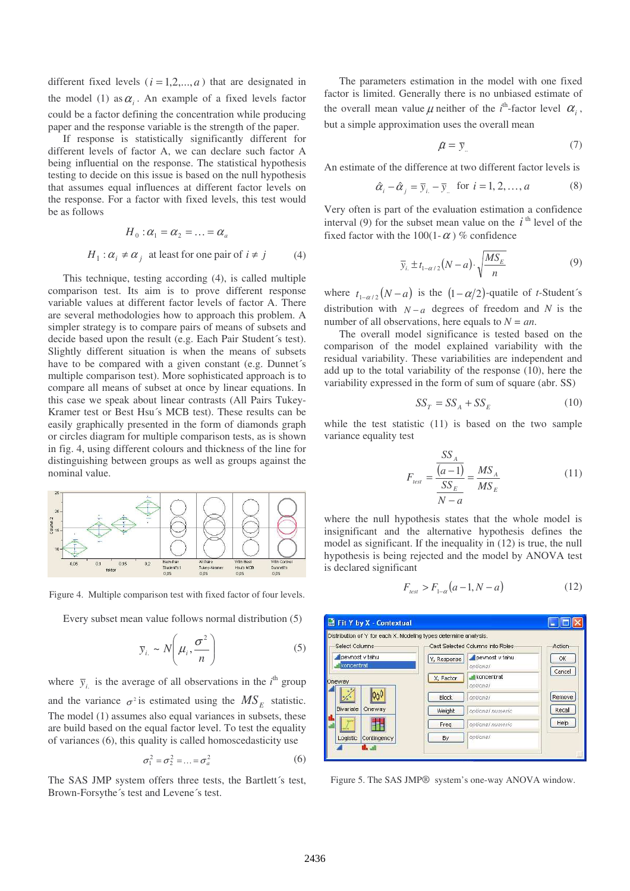different fixed levels ($i = 1,2,...,a$) that are designated in the model (1) as $\alpha_i$. An example of a fixed levels factor could be a factor defining the concentration while producing paper and the response variable is the strength of the paper.

If response is statistically significantly different for different levels of factor A, we can declare such factor A being influential on the response. The statistical hypothesis testing to decide on this issue is based on the null hypothesis that assumes equal influences at different factor levels on the response. For a factor with fixed levels, this test would be as follows

$$H_0 : \alpha_1 = \alpha_2 = \ldots = \alpha_a$$

$$H_1 : \alpha_i \neq \alpha_j \text{ at least for one pair of } i \neq j \qquad (4)$$

This technique, testing according (4), is called multiple comparison test. Its aim is to prove different response variable values at different factor levels of factor A. There are several methodologies how to approach this problem. A simpler strategy is to compare pairs of means of subsets and decide based upon the result (e.g. Each Pair Student´s test). Slightly different situation is when the means of subsets have to be compared with a given constant (e.g. Dunnet´s multiple comparison test). More sophisticated approach is to compare all means of subset at once by linear equations. In this case we speak about linear contrasts (All Pairs Tukey-Kramer test or Best Hsu´s MCB test). These results can be easily graphically presented in the form of diamonds graph or circles diagram for multiple comparison tests, as is shown in fig. 4, using different colours and thickness of the line for distinguishing between groups as well as groups against the nominal value.

Figure 4. Multiple comparison test with fixed factor of four levels.

Every subset mean value follows normal distribution (5)

$$\bar{y}_{i.} \sim N\left(\mu_i, \frac{\sigma^2}{n}\right) \qquad (5)$$

where $\bar{y}_{i.}$ is the average of all observations in the $i^{\text{th}}$ group and the variance $\sigma^2$ is estimated using the $MS_E$ statistic. The model (1) assumes also equal variances in subsets, these are build based on the equal factor level. To test the equality of variances (6), this quality is called homoscedasticity use

$$\sigma_1^2 = \sigma_2^2 = \ldots = \sigma_a^2 \qquad (6)$$

The SAS JMP system offers three tests, the Bartlett´s test, Brown-Forsythe´s test and Levene´s test.

The parameters estimation in the model with one fixed factor is limited. Generally there is no unbiased estimate of the overall mean value $\mu$ neither of the $i^{\text{th}}$-factor level $\alpha_i$, but a simple approximation uses the overall mean

$$\hat{\mu} = \bar{y}_{..} \qquad (7)$$

An estimate of the difference at two different factor levels is

$$\hat{\alpha}_i - \hat{\alpha}_j = \bar{y}_{i.} - \bar{y}_{..} \text{ for } i = 1, 2, \ldots, a \qquad (8)$$

Very often is part of the evaluation estimation a confidence interval (9) for the subset mean value on the $i^{\text{th}}$ level of the fixed factor with the 100(1-$\alpha$) % confidence

$$\bar{y}_{i.} \pm t_{1-\alpha/2}(N-a) \cdot \sqrt{\frac{MS_E}{n}} \qquad (9)$$

where $t_{1-\alpha/2}(N-a)$ is the $(1-\alpha/2)$-quatile of *t*-Student´s distribution with $N-a$ degrees of freedom and $N$ is the number of all observations, here equals to $N = an$.

The overall model significance is tested based on the comparison of the model explained variability with the residual variability. These variabilities are independent and add up to the total variability of the response (10), here the variability expressed in the form of sum of square (abr. SS)

$$SS_T = SS_A + SS_E \qquad (10)$$

while the test statistic (11) is based on the two sample variance equality test

$$F_{test} = \frac{\dfrac{SS_A}{(a-1)}}{\dfrac{SS_E}{N-a}} = \frac{MS_A}{MS_E} \qquad (11)$$

where the null hypothesis states that the whole model is insignificant and the alternative hypothesis defines the model as significant. If the inequality in (12) is true, the null hypothesis is being rejected and the model by ANOVA test is declared significant

$$F_{test} > F_{1-\alpha}(a-1, N-a) \qquad (12)$$

Figure 5. The SAS JMP® system's one-way ANOVA window.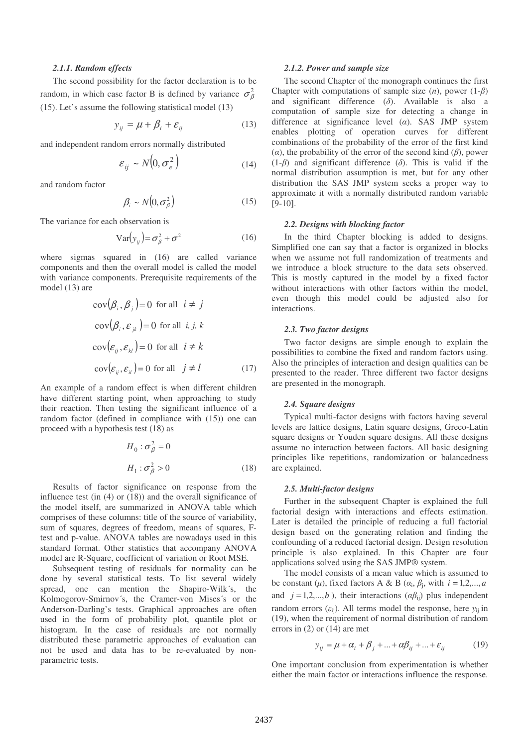#### 2.1.1. Random effects

The second possibility for the factor declaration is to be random, in which case factor B is defined by variance $\sigma_\beta^2$ (15). Let's assume the following statistical model (13)

$$y_{ij} = \mu + \beta_i + \varepsilon_{ij} \tag{13}$$

and independent random errors normally distributed

$$\varepsilon_{ij} \sim N\left(0, \sigma_e^2\right) \tag{14}$$

and random factor

$$\beta_i \sim N\left(0, \sigma_\beta^2\right) \tag{15}$$

The variance for each observation is

$$\mathrm{Var}\left(y_{ij}\right) = \sigma_\beta^2 + \sigma^2 \tag{16}$$

where sigmas squared in (16) are called variance components and then the overall model is called the model with variance components. Prerequisite requirements of the model (13) are

$$\begin{aligned}
&\mathrm{cov}\left(\beta_i, \beta_j\right) = 0 \text{ for all } i \neq j \\
&\mathrm{cov}\left(\beta_i, \varepsilon_{jk}\right) = 0 \text{ for all } i, j, k \\
&\mathrm{cov}\left(\varepsilon_{ij}, \varepsilon_{kl}\right) = 0 \text{ for all } i \neq k \\
&\mathrm{cov}\left(\varepsilon_{ij}, \varepsilon_{il}\right) = 0 \text{ for all } j \neq l
\end{aligned} \tag{17}$$

An example of a random effect is when different children have different starting point, when approaching to study their reaction. Then testing the significant influence of a random factor (defined in compliance with (15)) one can proceed with a hypothesis test (18) as

$$\begin{aligned}
&H_0 : \sigma_\beta^2 = 0 \\
&H_1 : \sigma_\beta^2 > 0
\end{aligned} \tag{18}$$

Results of factor significance on response from the influence test (in (4) or (18)) and the overall significance of the model itself, are summarized in ANOVA table which comprises of these columns: title of the source of variability, sum of squares, degrees of freedom, means of squares, F-test and p-value. ANOVA tables are nowadays used in this standard format. Other statistics that accompany ANOVA model are R-Square, coefficient of variation or Root MSE.

Subsequent testing of residuals for normality can be done by several statistical tests. To list several widely spread, one can mention the Shapiro-Wilk´s, the Kolmogorov-Smirnov´s, the Cramer-von Mises´s or the Anderson-Darling's tests. Graphical approaches are often used in the form of probability plot, quantile plot or histogram. In the case of residuals are not normally distributed these parametric approaches of evaluation can not be used and data has to be re-evaluated by non-parametric tests.

#### 2.1.2. Power and sample size

The second Chapter of the monograph continues the first Chapter with computations of sample size ($n$), power ($1-\beta$) and significant difference ($\delta$). Available is also a computation of sample size for detecting a change in difference at significance level ($\alpha$). SAS JMP system enables plotting of operation curves for different combinations of the probability of the error of the first kind ($\alpha$), the probability of the error of the second kind ($\beta$), power ($1-\beta$) and significant difference ($\delta$). This is valid if the normal distribution assumption is met, but for any other distribution the SAS JMP system seeks a proper way to approximate it with a normally distributed random variable [9-10].

### 2.2. Designs with blocking factor

In the third Chapter blocking is added to designs. Simplified one can say that a factor is organized in blocks when we assume not full randomization of treatments and we introduce a block structure to the data sets observed. This is mostly captured in the model by a fixed factor without interactions with other factors within the model, even though this model could be adjusted also for interactions.

### 2.3. Two factor designs

Two factor designs are simple enough to explain the possibilities to combine the fixed and random factors using. Also the principles of interaction and design qualities can be presented to the reader. Three different two factor designs are presented in the monograph.

### 2.4. Square designs

Typical multi-factor designs with factors having several levels are lattice designs, Latin square designs, Greco-Latin square designs or Youden square designs. All these designs assume no interaction between factors. All basic designing principles like repetitions, randomization or balancedness are explained.

### 2.5. Multi-factor designs

Further in the subsequent Chapter is explained the full factorial design with interactions and effects estimation. Later is detailed the principle of reducing a full factorial design based on the generating relation and finding the confounding of a reduced factorial design. Design resolution principle is also explained. In this Chapter are four applications solved using the SAS JMP® system.

The model consists of a mean value which is assumed to be constant ($\mu$), fixed factors A & B ($\alpha_i$, $\beta_j$, with $i = 1,2,...,a$ and $j = 1,2,...,b$), their interactions ($\alpha\beta_{ij}$) plus independent random errors ($\varepsilon_{ij}$). All terms model the response, here $y_{ij}$ in (19), when the requirement of normal distribution of random errors in (2) or (14) are met

$$y_{ij} = \mu + \alpha_i + \beta_j + ... + \alpha\beta_{ij} + ... + \varepsilon_{ij} \tag{19}$$

One important conclusion from experimentation is whether either the main factor or interactions influence the response.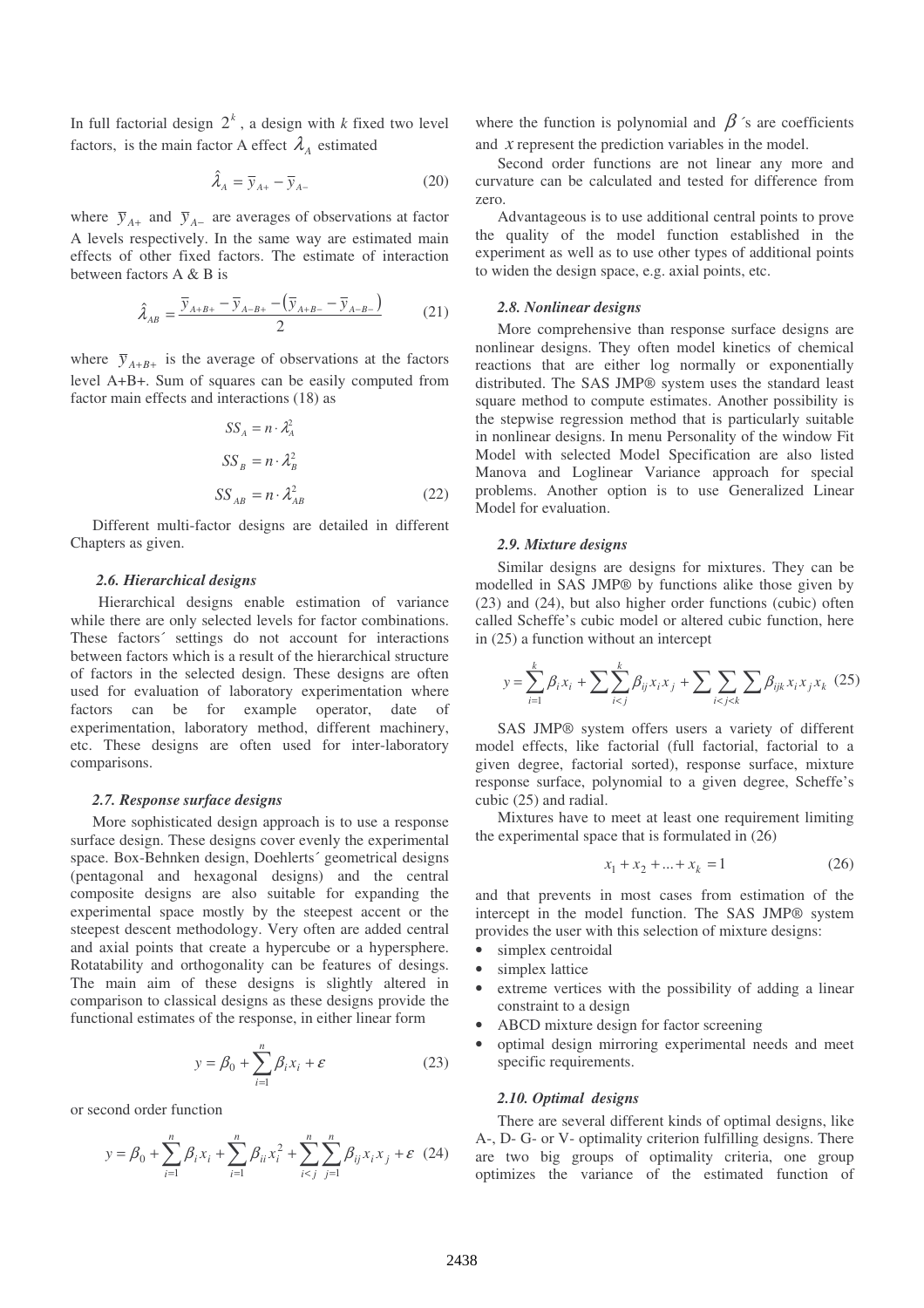In full factorial design $2^k$, a design with *k* fixed two level factors, is the main factor A effect $\lambda_A$ estimated

$$\hat{\lambda}_A = \bar{y}_{A+} - \bar{y}_{A-} \tag{20}$$

where $\bar{y}_{A+}$ and $\bar{y}_{A-}$ are averages of observations at factor A levels respectively. In the same way are estimated main effects of other fixed factors. The estimate of interaction between factors A & B is

$$\hat{\lambda}_{AB} = \frac{\bar{y}_{A+B+} - \bar{y}_{A-B+} - \left(\bar{y}_{A+B-} - \bar{y}_{A-B-}\right)}{2} \tag{21}$$

where $\bar{y}_{A+B+}$ is the average of observations at the factors level A+B+. Sum of squares can be easily computed from factor main effects and interactions (18) as

$$SS_A = n \cdot \lambda_A^2$$

$$SS_B = n \cdot \lambda_B^2$$

$$SS_{AB} = n \cdot \lambda_{AB}^2 \tag{22}$$

Different multi-factor designs are detailed in different Chapters as given.

### *2.6. Hierarchical designs*

Hierarchical designs enable estimation of variance while there are only selected levels for factor combinations. These factors´ settings do not account for interactions between factors which is a result of the hierarchical structure of factors in the selected design. These designs are often used for evaluation of laboratory experimentation where factors can be for example operator, date of experimentation, laboratory method, different machinery, etc. These designs are often used for inter-laboratory comparisons.

### *2.7. Response surface designs*

More sophisticated design approach is to use a response surface design. These designs cover evenly the experimental space. Box-Behnken design, Doehlerts´ geometrical designs (pentagonal and hexagonal designs) and the central composite designs are also suitable for expanding the experimental space mostly by the steepest accent or the steepest descent methodology. Very often are added central and axial points that create a hypercube or a hypersphere. Rotatability and orthogonality can be features of desings. The main aim of these designs is slightly altered in comparison to classical designs as these designs provide the functional estimates of the response, in either linear form

$$y = \beta_0 + \sum_{i=1}^{n} \beta_i x_i + \varepsilon \tag{23}$$

or second order function

$$y = \beta_0 + \sum_{i=1}^{n} \beta_i x_i + \sum_{i=1}^{n} \beta_{ii} x_i^2 + \sum_{i<j}^{n} \sum_{j=1}^{n} \beta_{ij} x_i x_j + \varepsilon \tag{24}$$

where the function is polynomial and $\beta$´s are coefficients and $x$ represent the prediction variables in the model.

Second order functions are not linear any more and curvature can be calculated and tested for difference from zero.

Advantageous is to use additional central points to prove the quality of the model function established in the experiment as well as to use other types of additional points to widen the design space, e.g. axial points, etc.

### *2.8. Nonlinear designs*

More comprehensive than response surface designs are nonlinear designs. They often model kinetics of chemical reactions that are either log normally or exponentially distributed. The SAS JMP® system uses the standard least square method to compute estimates. Another possibility is the stepwise regression method that is particularly suitable in nonlinear designs. In menu Personality of the window Fit Model with selected Model Specification are also listed Manova and Loglinear Variance approach for special problems. Another option is to use Generalized Linear Model for evaluation.

### *2.9. Mixture designs*

Similar designs are designs for mixtures. They can be modelled in SAS JMP® by functions alike those given by (23) and (24), but also higher order functions (cubic) often called Scheffe's cubic model or altered cubic function, here in (25) a function without an intercept

$$y = \sum_{i=1}^{k} \beta_i x_i + \sum_{i<j} \sum^{k} \beta_{ij} x_i x_j + \sum_{i<j<k} \sum \sum \beta_{ijk} x_i x_j x_k \tag{25}$$

SAS JMP® system offers users a variety of different model effects, like factorial (full factorial, factorial to a given degree, factorial sorted), response surface, mixture response surface, polynomial to a given degree, Scheffe's cubic (25) and radial.

Mixtures have to meet at least one requirement limiting the experimental space that is formulated in (26)

$$x_1 + x_2 + ... + x_k = 1 \tag{26}$$

and that prevents in most cases from estimation of the intercept in the model function. The SAS JMP® system provides the user with this selection of mixture designs:

- simplex centroidal
- simplex lattice
- extreme vertices with the possibility of adding a linear constraint to a design
- ABCD mixture design for factor screening
- optimal design mirroring experimental needs and meet specific requirements.

### *2.10. Optimal designs*

There are several different kinds of optimal designs, like A-, D- G- or V- optimality criterion fulfilling designs. There are two big groups of optimality criteria, one group optimizes the variance of the estimated function of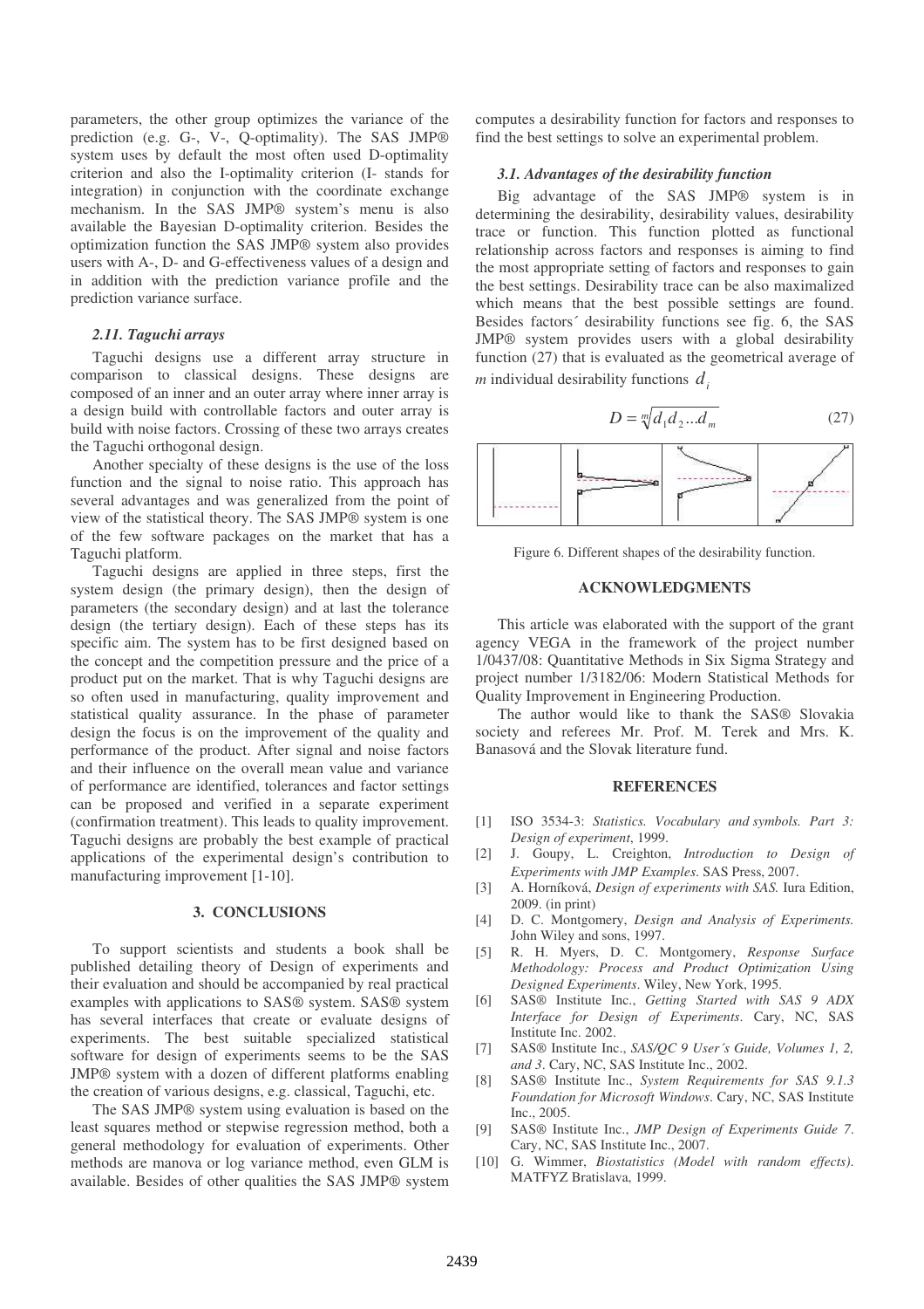parameters, the other group optimizes the variance of the prediction (e.g. G-, V-, Q-optimality). The SAS JMP® system uses by default the most often used D-optimality criterion and also the I-optimality criterion (I- stands for integration) in conjunction with the coordinate exchange mechanism. In the SAS JMP® system's menu is also available the Bayesian D-optimality criterion. Besides the optimization function the SAS JMP® system also provides users with A-, D- and G-effectiveness values of a design and in addition with the prediction variance profile and the prediction variance surface.

### 2.11. Taguchi arrays

Taguchi designs use a different array structure in comparison to classical designs. These designs are composed of an inner and an outer array where inner array is a design build with controllable factors and outer array is build with noise factors. Crossing of these two arrays creates the Taguchi orthogonal design.

Another specialty of these designs is the use of the loss function and the signal to noise ratio. This approach has several advantages and was generalized from the point of view of the statistical theory. The SAS JMP® system is one of the few software packages on the market that has a Taguchi platform.

Taguchi designs are applied in three steps, first the system design (the primary design), then the design of parameters (the secondary design) and at last the tolerance design (the tertiary design). Each of these steps has its specific aim. The system has to be first designed based on the concept and the competition pressure and the price of a product put on the market. That is why Taguchi designs are so often used in manufacturing, quality improvement and statistical quality assurance. In the phase of parameter design the focus is on the improvement of the quality and performance of the product. After signal and noise factors and their influence on the overall mean value and variance of performance are identified, tolerances and factor settings can be proposed and verified in a separate experiment (confirmation treatment). This leads to quality improvement. Taguchi designs are probably the best example of practical applications of the experimental design's contribution to manufacturing improvement [1-10].

## 3. CONCLUSIONS

To support scientists and students a book shall be published detailing theory of Design of experiments and their evaluation and should be accompanied by real practical examples with applications to SAS® system. SAS® system has several interfaces that create or evaluate designs of experiments. The best suitable specialized statistical software for design of experiments seems to be the SAS JMP® system with a dozen of different platforms enabling the creation of various designs, e.g. classical, Taguchi, etc.

The SAS JMP® system using evaluation is based on the least squares method or stepwise regression method, both a general methodology for evaluation of experiments. Other methods are manova or log variance method, even GLM is available. Besides of other qualities the SAS JMP® system computes a desirability function for factors and responses to find the best settings to solve an experimental problem.

### 3.1. Advantages of the desirability function

Big advantage of the SAS JMP® system is in determining the desirability, desirability values, desirability trace or function. This function plotted as functional relationship across factors and responses is aiming to find the most appropriate setting of factors and responses to gain the best settings. Desirability trace can be also maximalized which means that the best possible settings are found. Besides factors´ desirability functions see fig. 6, the SAS JMP® system provides users with a global desirability function (27) that is evaluated as the geometrical average of $m$ individual desirability functions $d_i$

$$D = \sqrt[m]{d_1 d_2 \ldots d_m} \tag{27}$$

Figure 6. Different shapes of the desirability function.

## ACKNOWLEDGMENTS

This article was elaborated with the support of the grant agency VEGA in the framework of the project number 1/0437/08: Quantitative Methods in Six Sigma Strategy and project number 1/3182/06: Modern Statistical Methods for Quality Improvement in Engineering Production.

The author would like to thank the SAS® Slovakia society and referees Mr. Prof. M. Terek and Mrs. K. Banasová and the Slovak literature fund.

## REFERENCES

[1] ISO 3534-3: *Statistics. Vocabulary and symbols. Part 3: Design of experiment*, 1999.

[2] J. Goupy, L. Creighton, *Introduction to Design of Experiments with JMP Examples*. SAS Press, 2007.

[3] A. Horníková, *Design of experiments with SAS.* Iura Edition, 2009. (in print)

[4] D. C. Montgomery, *Design and Analysis of Experiments.* John Wiley and sons, 1997.

[5] R. H. Myers, D. C. Montgomery, *Response Surface Methodology: Process and Product Optimization Using Designed Experiments*. Wiley, New York, 1995.

[6] SAS® Institute Inc., *Getting Started with SAS 9 ADX Interface for Design of Experiments*. Cary, NC, SAS Institute Inc. 2002.

[7] SAS® Institute Inc., *SAS/QC 9 User´s Guide, Volumes 1, 2, and 3*. Cary, NC, SAS Institute Inc., 2002.

[8] SAS® Institute Inc., *System Requirements for SAS 9.1.3 Foundation for Microsoft Windows*. Cary, NC, SAS Institute Inc., 2005.

[9] SAS® Institute Inc., *JMP Design of Experiments Guide 7*. Cary, NC, SAS Institute Inc., 2007.

[10] G. Wimmer, *Biostatistics (Model with random effects).* MATFYZ Bratislava, 1999.